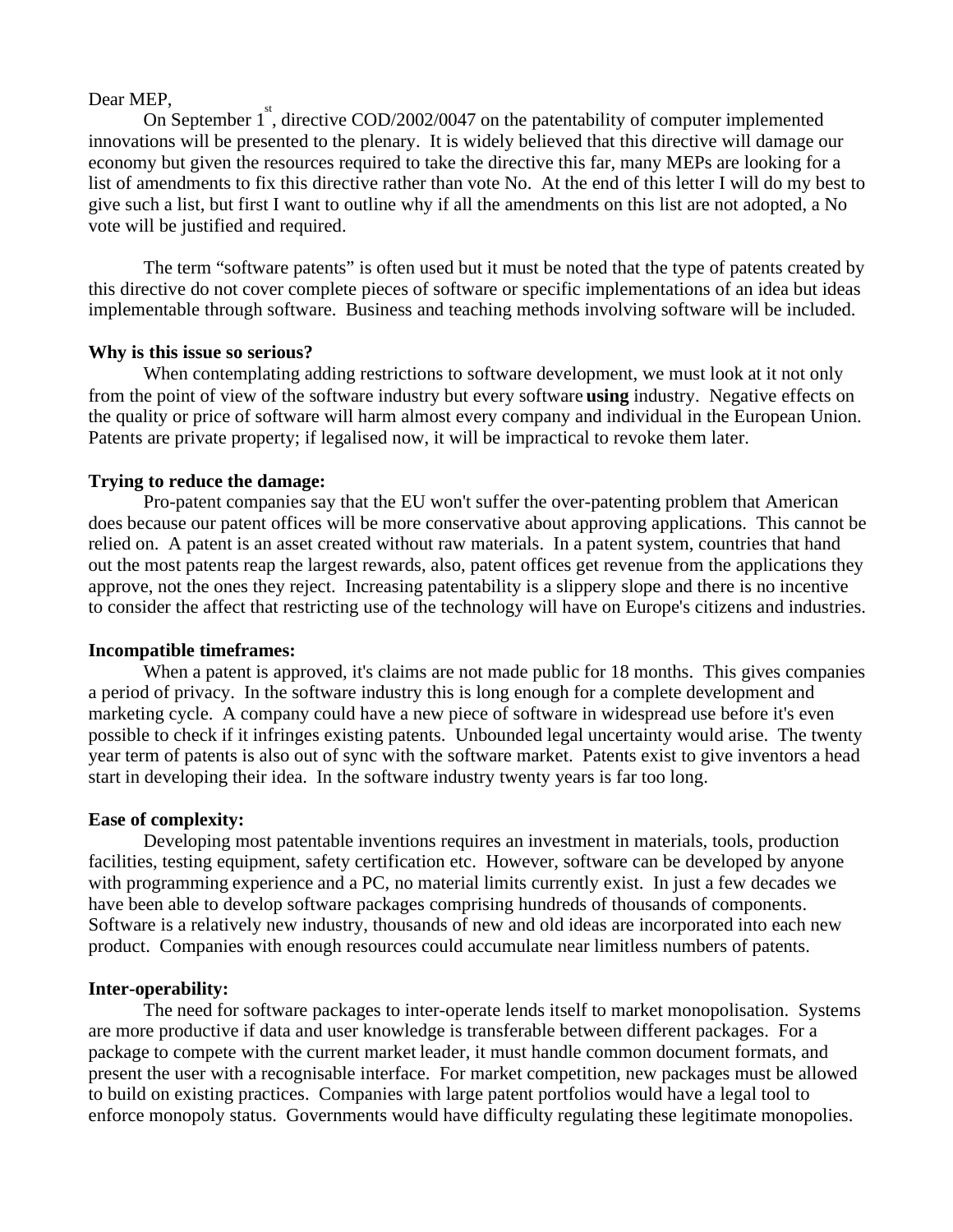Dear MEP,

On September 1st, directive COD/2002/0047 on the patentability of computer implemented innovations will be presented to the plenary. It is widely believed that this directive will damage our economy but given the resources required to take the directive this far, many MEPs are looking for a list of amendments to fix this directive rather than vote No. At the end of this letter I will do my best to give such a list, but first I want to outline why if all the amendments on this list are not adopted, a No vote will be justified and required.

The term "software patents" is often used but it must be noted that the type of patents created by this directive do not cover complete pieces of software or specific implementations of an idea but ideas implementable through software. Business and teaching methods involving software will be included.

**Why is this issue so serious?**

When contemplating adding restrictions to software development, we must look at it not only from the point of view of the software industry but every software **using** industry. Negative effects on the quality or price of software will harm almost every company and individual in the European Union. Patents are private property; if legalised now, it will be impractical to revoke them later.

**Trying to reduce the damage:**

Pro-patent companies say that the EU won't suffer the over-patenting problem that American does because our patent offices will be more conservative about approving applications. This cannot be relied on. A patent is an asset created without raw materials. In a patent system, countries that hand out the most patents reap the largest rewards, also, patent offices get revenue from the applications they approve, not the ones they reject. Increasing patentability is a slippery slope and there is no incentive to consider the affect that restricting use of the technology will have on Europe's citizens and industries.

**Incompatible timeframes:**

When a patent is approved, it's claims are not made public for 18 months. This gives companies a period of privacy. In the software industry this is long enough for a complete development and marketing cycle. A company could have a new piece of software in widespread use before it's even possible to check if it infringes existing patents. Unbounded legal uncertainty would arise. The twenty year term of patents is also out of sync with the software market. Patents exist to give inventors a head start in developing their idea. In the software industry twenty years is far too long.

**Ease of complexity:**

Developing most patentable inventions requires an investment in materials, tools, production facilities, testing equipment, safety certification etc. However, software can be developed by anyone with programming experience and a PC, no material limits currently exist. In just a few decades we have been able to develop software packages comprising hundreds of thousands of components. Software is a relatively new industry, thousands of new and old ideas are incorporated into each new product. Companies with enough resources could accumulate near limitless numbers of patents.

**Inter-operability:**

The need for software packages to inter-operate lends itself to market monopolisation. Systems are more productive if data and user knowledge is transferable between different packages. For a package to compete with the current market leader, it must handle common document formats, and present the user with a recognisable interface. For market competition, new packages must be allowed to build on existing practices. Companies with large patent portfolios would have a legal tool to enforce monopoly status. Governments would have difficulty regulating these legitimate monopolies.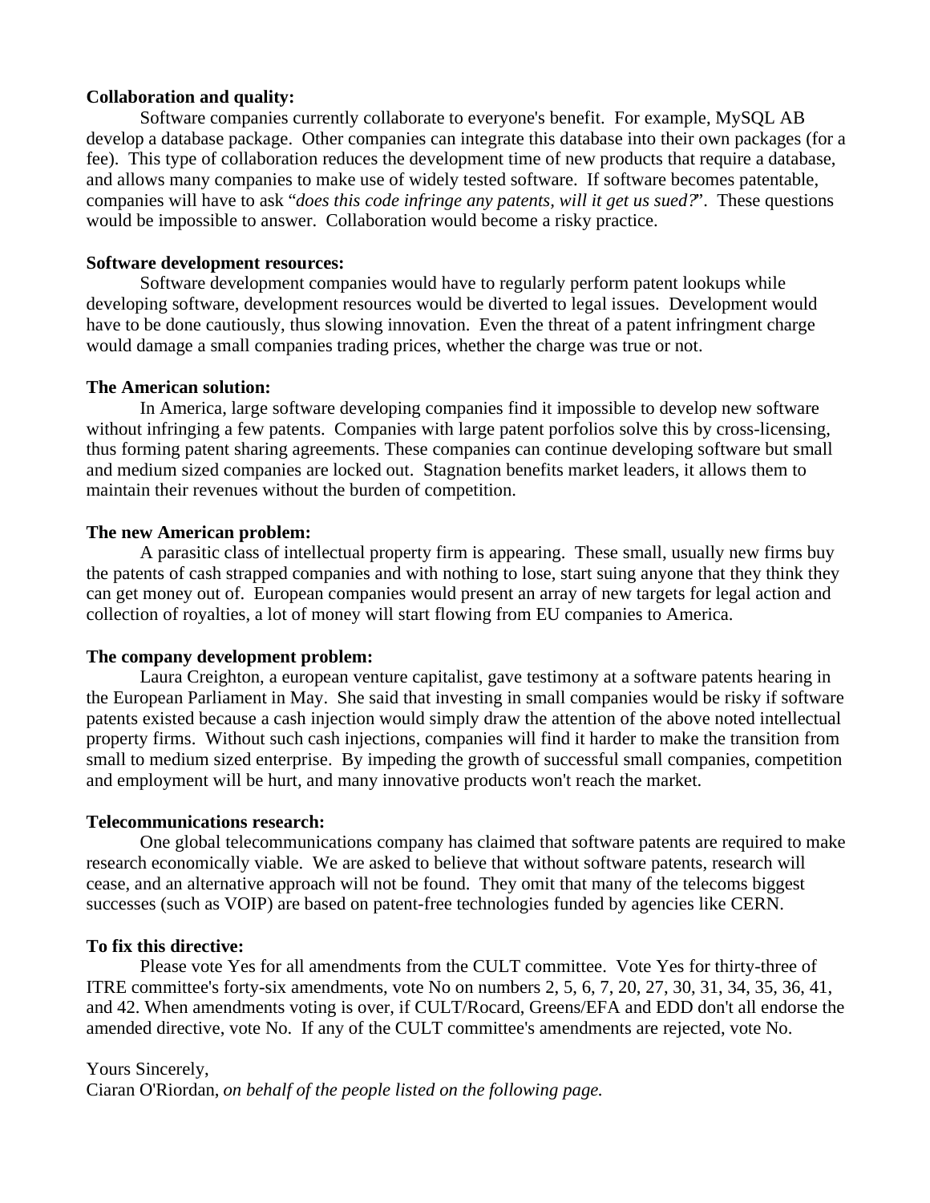**Collaboration and quality:**

Software companies currently collaborate to everyone's benefit. For example, MySQL AB develop a database package. Other companies can integrate this database into their own packages (for a fee). This type of collaboration reduces the development time of new products that require a database, and allows many companies to make use of widely tested software. If software becomes patentable, companies will have to ask "*does this code infringe any patents, will it get us sued?*". These questions would be impossible to answer. Collaboration would become a risky practice.

**Software development resources:**

Software development companies would have to regularly perform patent lookups while developing software, development resources would be diverted to legal issues. Development would have to be done cautiously, thus slowing innovation. Even the threat of a patent infringment charge would damage a small companies trading prices, whether the charge was true or not.

**The American solution:**

In America, large software developing companies find it impossible to develop new software without infringing a few patents. Companies with large patent porfolios solve this by cross-licensing, thus forming patent sharing agreements. These companies can continue developing software but small and medium sized companies are locked out. Stagnation benefits market leaders, it allows them to maintain their revenues without the burden of competition.

**The new American problem:**

A parasitic class of intellectual property firm is appearing. These small, usually new firms buy the patents of cash strapped companies and with nothing to lose, start suing anyone that they think they can get money out of. European companies would present an array of new targets for legal action and collection of royalties, a lot of money will start flowing from EU companies to America.

**The company development problem:**

Laura Creighton, a european venture capitalist, gave testimony at a software patents hearing in the European Parliament in May. She said that investing in small companies would be risky if software patents existed because a cash injection would simply draw the attention of the above noted intellectual property firms. Without such cash injections, companies will find it harder to make the transition from small to medium sized enterprise. By impeding the growth of successful small companies, competition and employment will be hurt, and many innovative products won't reach the market.

**Telecommunications research:**

One global telecommunications company has claimed that software patents are required to make research economically viable. We are asked to believe that without software patents, research will cease, and an alternative approach will not be found. They omit that many of the telecoms biggest successes (such as VOIP) are based on patent-free technologies funded by agencies like CERN.

**To fix this directive:**

Please vote Yes for all amendments from the CULT committee. Vote Yes for thirty-three of ITRE committee's forty-six amendments, vote No on numbers 2, 5, 6, 7, 20, 27, 30, 31, 34, 35, 36, 41, and 42. When amendments voting is over, if CULT/Rocard, Greens/EFA and EDD don't all endorse the amended directive, vote No. If any of the CULT committee's amendments are rejected, vote No.

Yours Sincerely,
Ciaran O'Riordan, *on behalf of the people listed on the following page.*